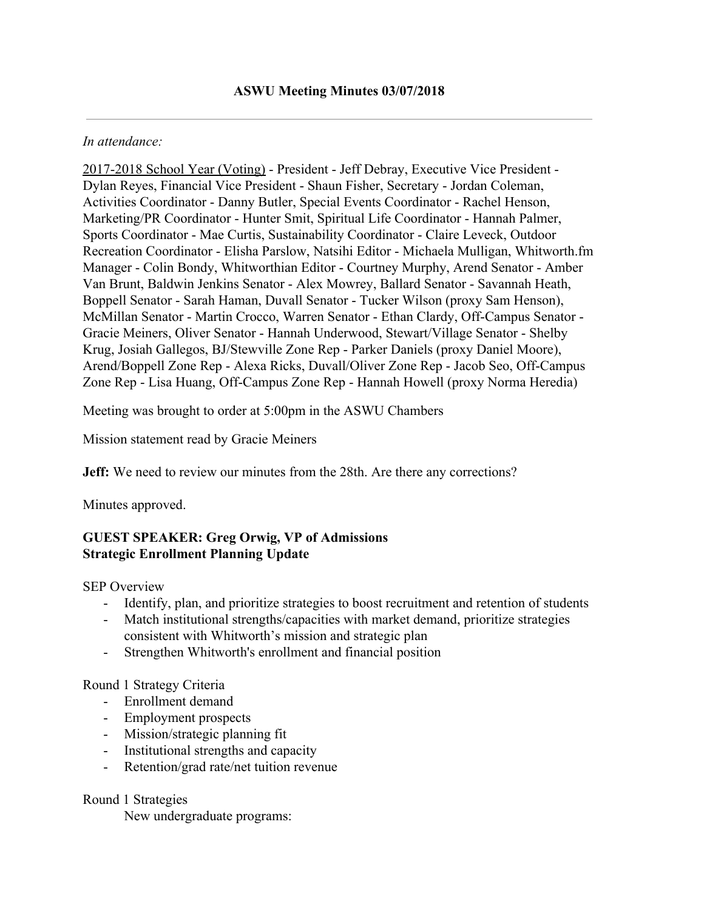# ASWU Meeting Minutes 03/07/2018

---

*In attendance:*

2017-2018 School Year (Voting) - President - Jeff Debray, Executive Vice President - Dylan Reyes, Financial Vice President - Shaun Fisher, Secretary - Jordan Coleman, Activities Coordinator - Danny Butler, Special Events Coordinator - Rachel Henson, Marketing/PR Coordinator - Hunter Smit, Spiritual Life Coordinator - Hannah Palmer, Sports Coordinator - Mae Curtis, Sustainability Coordinator - Claire Leveck, Outdoor Recreation Coordinator - Elisha Parslow, Natsihi Editor - Michaela Mulligan, Whitworth.fm Manager - Colin Bondy, Whitworthian Editor - Courtney Murphy, Arend Senator - Amber Van Brunt, Baldwin Jenkins Senator - Alex Mowrey, Ballard Senator - Savannah Heath, Boppell Senator - Sarah Haman, Duvall Senator - Tucker Wilson (proxy Sam Henson), McMillan Senator - Martin Crocco, Warren Senator - Ethan Clardy, Off-Campus Senator - Gracie Meiners, Oliver Senator - Hannah Underwood, Stewart/Village Senator - Shelby Krug, Josiah Gallegos, BJ/Stewville Zone Rep - Parker Daniels (proxy Daniel Moore), Arend/Boppell Zone Rep - Alexa Ricks, Duvall/Oliver Zone Rep - Jacob Seo, Off-Campus Zone Rep - Lisa Huang, Off-Campus Zone Rep - Hannah Howell (proxy Norma Heredia)

Meeting was brought to order at 5:00pm in the ASWU Chambers

Mission statement read by Gracie Meiners

**Jeff:** We need to review our minutes from the 28th. Are there any corrections?

Minutes approved.

**GUEST SPEAKER: Greg Orwig, VP of Admissions**
**Strategic Enrollment Planning Update**

SEP Overview

- Identify, plan, and prioritize strategies to boost recruitment and retention of students
- Match institutional strengths/capacities with market demand, prioritize strategies consistent with Whitworth's mission and strategic plan
- Strengthen Whitworth's enrollment and financial position

Round 1 Strategy Criteria

- Enrollment demand
- Employment prospects
- Mission/strategic planning fit
- Institutional strengths and capacity
- Retention/grad rate/net tuition revenue

Round 1 Strategies

New undergraduate programs: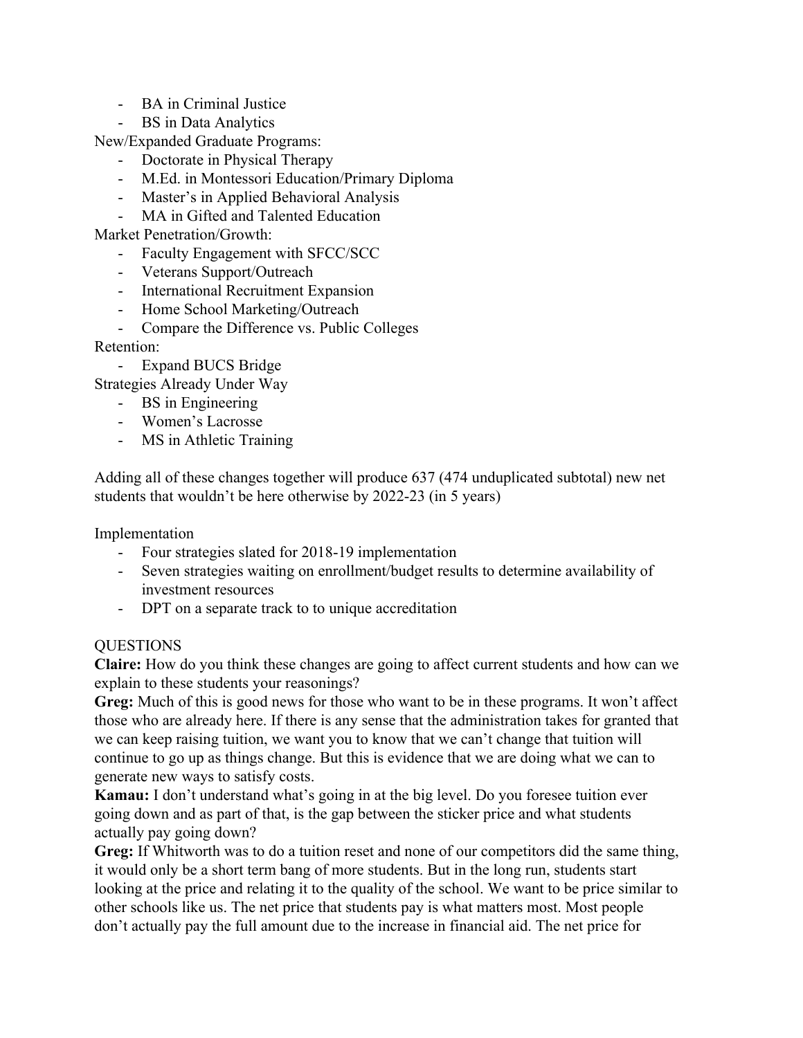- BA in Criminal Justice
- BS in Data Analytics

New/Expanded Graduate Programs:

- Doctorate in Physical Therapy
- M.Ed. in Montessori Education/Primary Diploma
- Master's in Applied Behavioral Analysis
- MA in Gifted and Talented Education

Market Penetration/Growth:

- Faculty Engagement with SFCC/SCC
- Veterans Support/Outreach
- International Recruitment Expansion
- Home School Marketing/Outreach
- Compare the Difference vs. Public Colleges

Retention:

- Expand BUCS Bridge

Strategies Already Under Way

- BS in Engineering
- Women's Lacrosse
- MS in Athletic Training

Adding all of these changes together will produce 637 (474 unduplicated subtotal) new net students that wouldn't be here otherwise by 2022-23 (in 5 years)

Implementation

- Four strategies slated for 2018-19 implementation
- Seven strategies waiting on enrollment/budget results to determine availability of investment resources
- DPT on a separate track to to unique accreditation

QUESTIONS

**Claire:** How do you think these changes are going to affect current students and how can we explain to these students your reasonings?

**Greg:** Much of this is good news for those who want to be in these programs. It won't affect those who are already here. If there is any sense that the administration takes for granted that we can keep raising tuition, we want you to know that we can't change that tuition will continue to go up as things change. But this is evidence that we are doing what we can to generate new ways to satisfy costs.

**Kamau:** I don't understand what's going in at the big level. Do you foresee tuition ever going down and as part of that, is the gap between the sticker price and what students actually pay going down?

**Greg:** If Whitworth was to do a tuition reset and none of our competitors did the same thing, it would only be a short term bang of more students. But in the long run, students start looking at the price and relating it to the quality of the school. We want to be price similar to other schools like us. The net price that students pay is what matters most. Most people don't actually pay the full amount due to the increase in financial aid. The net price for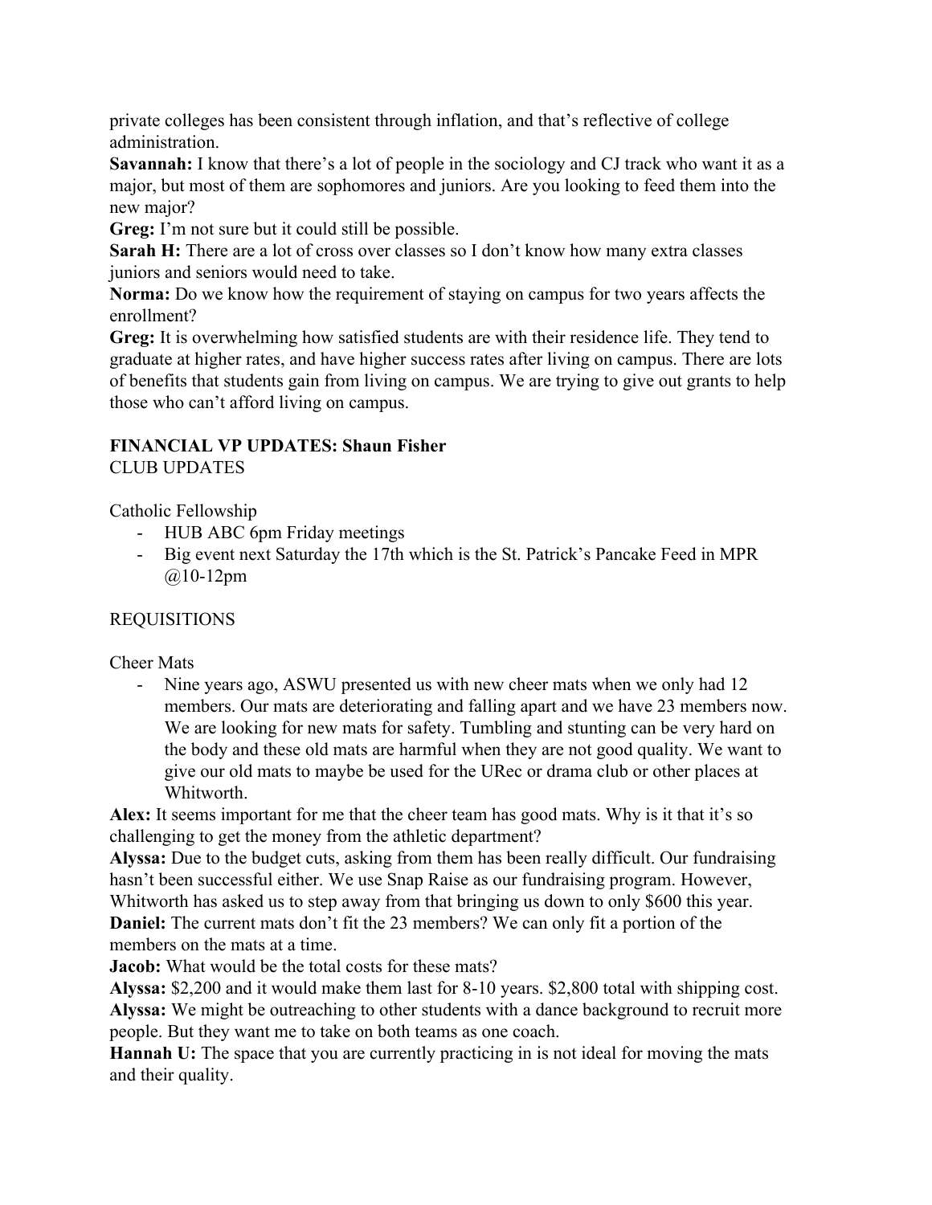private colleges has been consistent through inflation, and that's reflective of college administration.

**Savannah:** I know that there's a lot of people in the sociology and CJ track who want it as a major, but most of them are sophomores and juniors. Are you looking to feed them into the new major?

**Greg:** I'm not sure but it could still be possible.

**Sarah H:** There are a lot of cross over classes so I don't know how many extra classes juniors and seniors would need to take.

**Norma:** Do we know how the requirement of staying on campus for two years affects the enrollment?

**Greg:** It is overwhelming how satisfied students are with their residence life. They tend to graduate at higher rates, and have higher success rates after living on campus. There are lots of benefits that students gain from living on campus. We are trying to give out grants to help those who can't afford living on campus.

**FINANCIAL VP UPDATES: Shaun Fisher**

CLUB UPDATES

Catholic Fellowship

- HUB ABC 6pm Friday meetings
- Big event next Saturday the 17th which is the St. Patrick's Pancake Feed in MPR @10-12pm

REQUISITIONS

Cheer Mats

- Nine years ago, ASWU presented us with new cheer mats when we only had 12 members. Our mats are deteriorating and falling apart and we have 23 members now. We are looking for new mats for safety. Tumbling and stunting can be very hard on the body and these old mats are harmful when they are not good quality. We want to give our old mats to maybe be used for the URec or drama club or other places at Whitworth.

**Alex:** It seems important for me that the cheer team has good mats. Why is it that it's so challenging to get the money from the athletic department?

**Alyssa:** Due to the budget cuts, asking from them has been really difficult. Our fundraising hasn't been successful either. We use Snap Raise as our fundraising program. However, Whitworth has asked us to step away from that bringing us down to only $600 this year.

**Daniel:** The current mats don't fit the 23 members? We can only fit a portion of the members on the mats at a time.

**Jacob:** What would be the total costs for these mats?

**Alyssa:** $2,200 and it would make them last for 8-10 years. $2,800 total with shipping cost.

**Alyssa:** We might be outreaching to other students with a dance background to recruit more people. But they want me to take on both teams as one coach.

**Hannah U:** The space that you are currently practicing in is not ideal for moving the mats and their quality.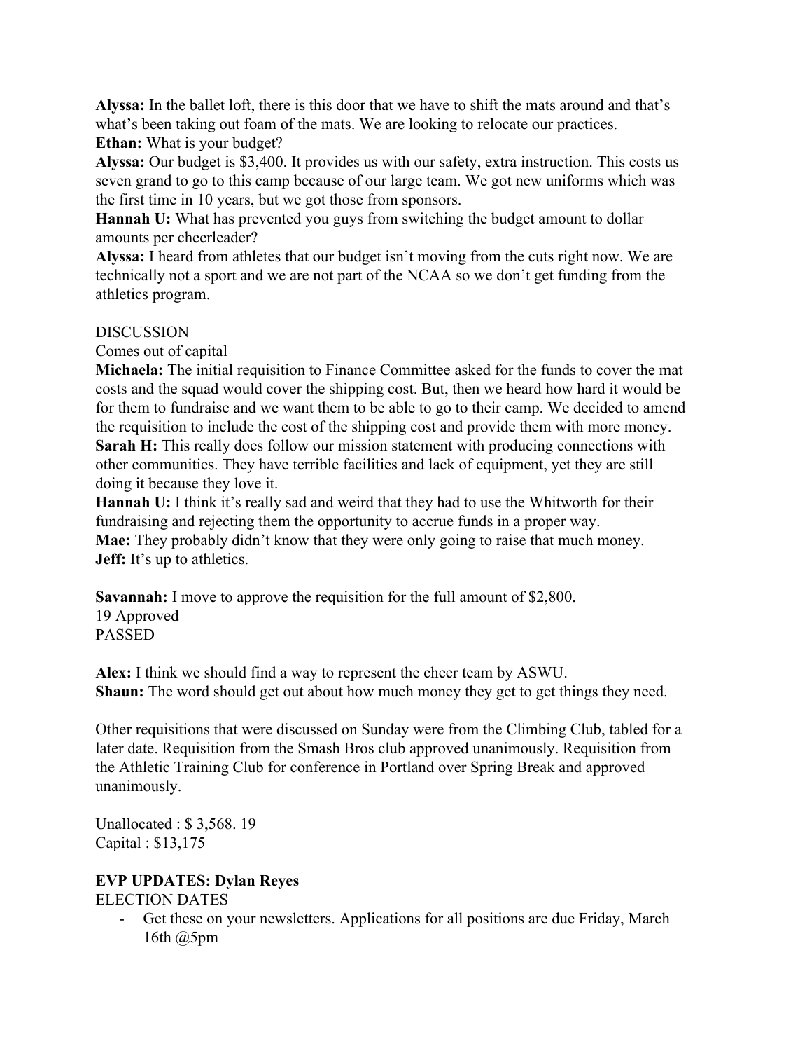**Alyssa:** In the ballet loft, there is this door that we have to shift the mats around and that's what's been taking out foam of the mats. We are looking to relocate our practices.
**Ethan:** What is your budget?
**Alyssa:** Our budget is $3,400. It provides us with our safety, extra instruction. This costs us seven grand to go to this camp because of our large team. We got new uniforms which was the first time in 10 years, but we got those from sponsors.
**Hannah U:** What has prevented you guys from switching the budget amount to dollar amounts per cheerleader?
**Alyssa:** I heard from athletes that our budget isn't moving from the cuts right now. We are technically not a sport and we are not part of the NCAA so we don't get funding from the athletics program.

DISCUSSION
Comes out of capital
**Michaela:** The initial requisition to Finance Committee asked for the funds to cover the mat costs and the squad would cover the shipping cost. But, then we heard how hard it would be for them to fundraise and we want them to be able to go to their camp. We decided to amend the requisition to include the cost of the shipping cost and provide them with more money.
**Sarah H:** This really does follow our mission statement with producing connections with other communities. They have terrible facilities and lack of equipment, yet they are still doing it because they love it.
**Hannah U:** I think it's really sad and weird that they had to use the Whitworth for their fundraising and rejecting them the opportunity to accrue funds in a proper way.
**Mae:** They probably didn't know that they were only going to raise that much money.
**Jeff:** It's up to athletics.

**Savannah:** I move to approve the requisition for the full amount of $2,800.
19 Approved
PASSED

**Alex:** I think we should find a way to represent the cheer team by ASWU.
**Shaun:** The word should get out about how much money they get to get things they need.

Other requisitions that were discussed on Sunday were from the Climbing Club, tabled for a later date. Requisition from the Smash Bros club approved unanimously. Requisition from the Athletic Training Club for conference in Portland over Spring Break and approved unanimously.

Unallocated : $ 3,568. 19
Capital : $13,175

**EVP UPDATES: Dylan Reyes**

ELECTION DATES

- Get these on your newsletters. Applications for all positions are due Friday, March 16th @5pm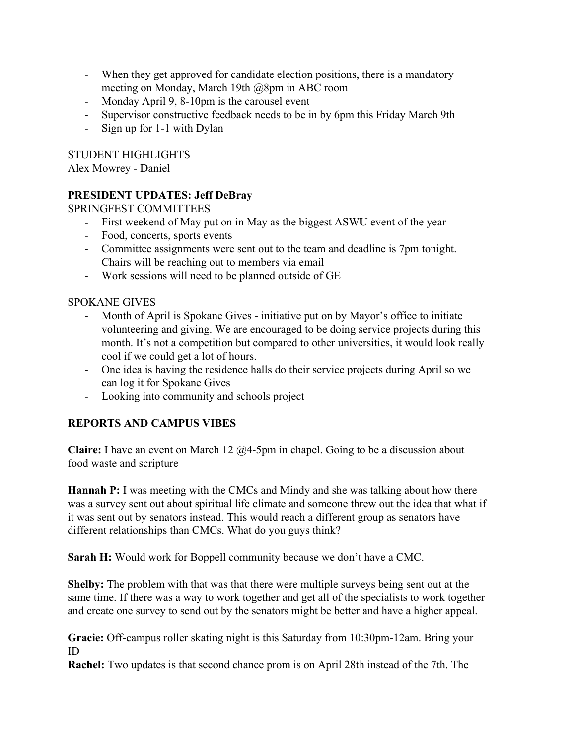- When they get approved for candidate election positions, there is a mandatory meeting on Monday, March 19th @8pm in ABC room
- Monday April 9, 8-10pm is the carousel event
- Supervisor constructive feedback needs to be in by 6pm this Friday March 9th
- Sign up for 1-1 with Dylan

STUDENT HIGHLIGHTS

Alex Mowrey - Daniel

**PRESIDENT UPDATES: Jeff DeBray**

SPRINGFEST COMMITTEES

- First weekend of May put on in May as the biggest ASWU event of the year
- Food, concerts, sports events
- Committee assignments were sent out to the team and deadline is 7pm tonight. Chairs will be reaching out to members via email
- Work sessions will need to be planned outside of GE

SPOKANE GIVES

- Month of April is Spokane Gives - initiative put on by Mayor's office to initiate volunteering and giving. We are encouraged to be doing service projects during this month. It's not a competition but compared to other universities, it would look really cool if we could get a lot of hours.
- One idea is having the residence halls do their service projects during April so we can log it for Spokane Gives
- Looking into community and schools project

**REPORTS AND CAMPUS VIBES**

**Claire:** I have an event on March 12 @4-5pm in chapel. Going to be a discussion about food waste and scripture

**Hannah P:** I was meeting with the CMCs and Mindy and she was talking about how there was a survey sent out about spiritual life climate and someone threw out the idea that what if it was sent out by senators instead. This would reach a different group as senators have different relationships than CMCs. What do you guys think?

**Sarah H:** Would work for Boppell community because we don't have a CMC.

**Shelby:** The problem with that was that there were multiple surveys being sent out at the same time. If there was a way to work together and get all of the specialists to work together and create one survey to send out by the senators might be better and have a higher appeal.

**Gracie:** Off-campus roller skating night is this Saturday from 10:30pm-12am. Bring your ID

**Rachel:** Two updates is that second chance prom is on April 28th instead of the 7th. The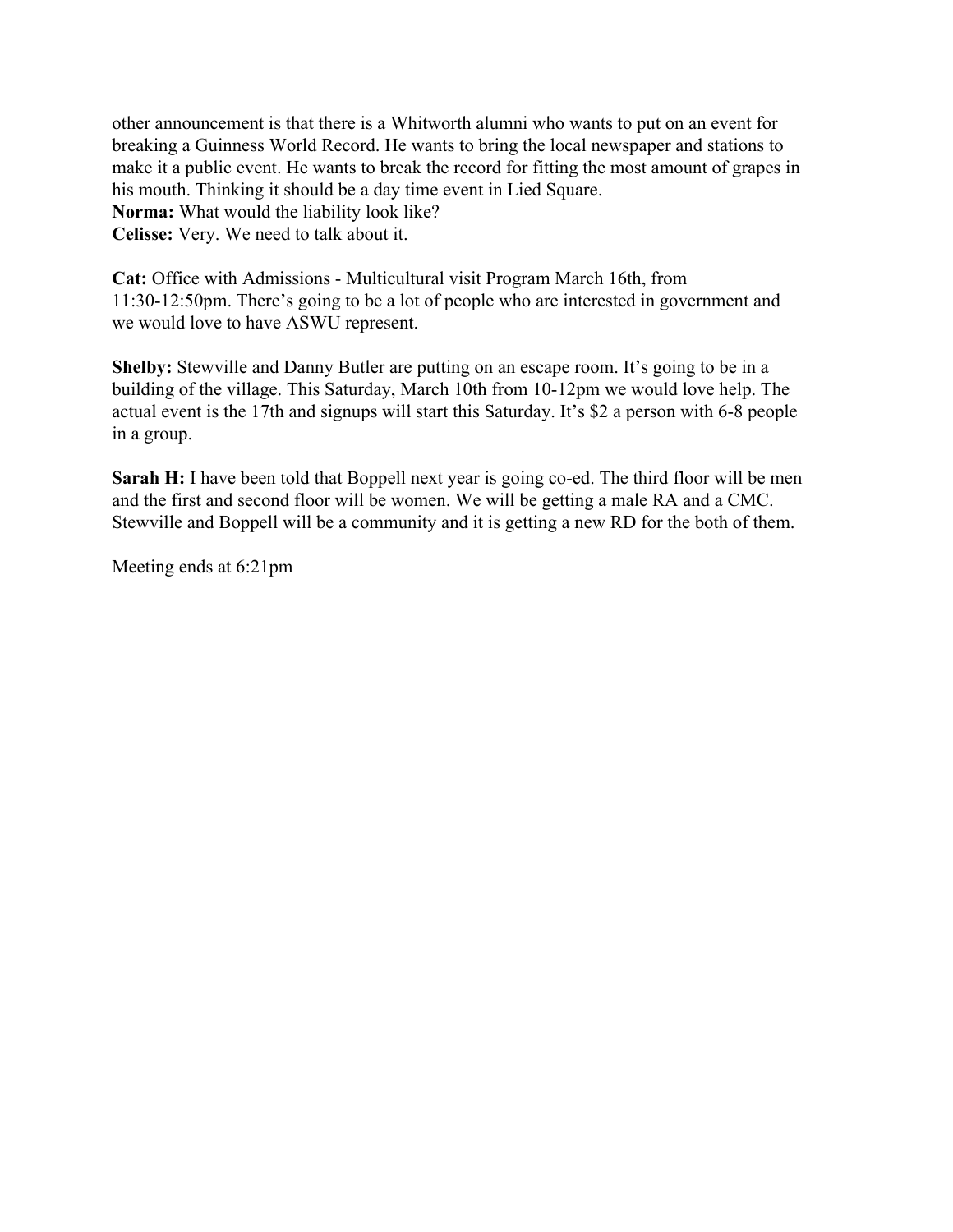other announcement is that there is a Whitworth alumni who wants to put on an event for breaking a Guinness World Record. He wants to bring the local newspaper and stations to make it a public event. He wants to break the record for fitting the most amount of grapes in his mouth. Thinking it should be a day time event in Lied Square.
**Norma:** What would the liability look like?
**Celisse:** Very. We need to talk about it.

**Cat:** Office with Admissions - Multicultural visit Program March 16th, from 11:30-12:50pm. There's going to be a lot of people who are interested in government and we would love to have ASWU represent.

**Shelby:** Stewville and Danny Butler are putting on an escape room. It's going to be in a building of the village. This Saturday, March 10th from 10-12pm we would love help. The actual event is the 17th and signups will start this Saturday. It's $2 a person with 6-8 people in a group.

**Sarah H:** I have been told that Boppell next year is going co-ed. The third floor will be men and the first and second floor will be women. We will be getting a male RA and a CMC. Stewville and Boppell will be a community and it is getting a new RD for the both of them.

Meeting ends at 6:21pm